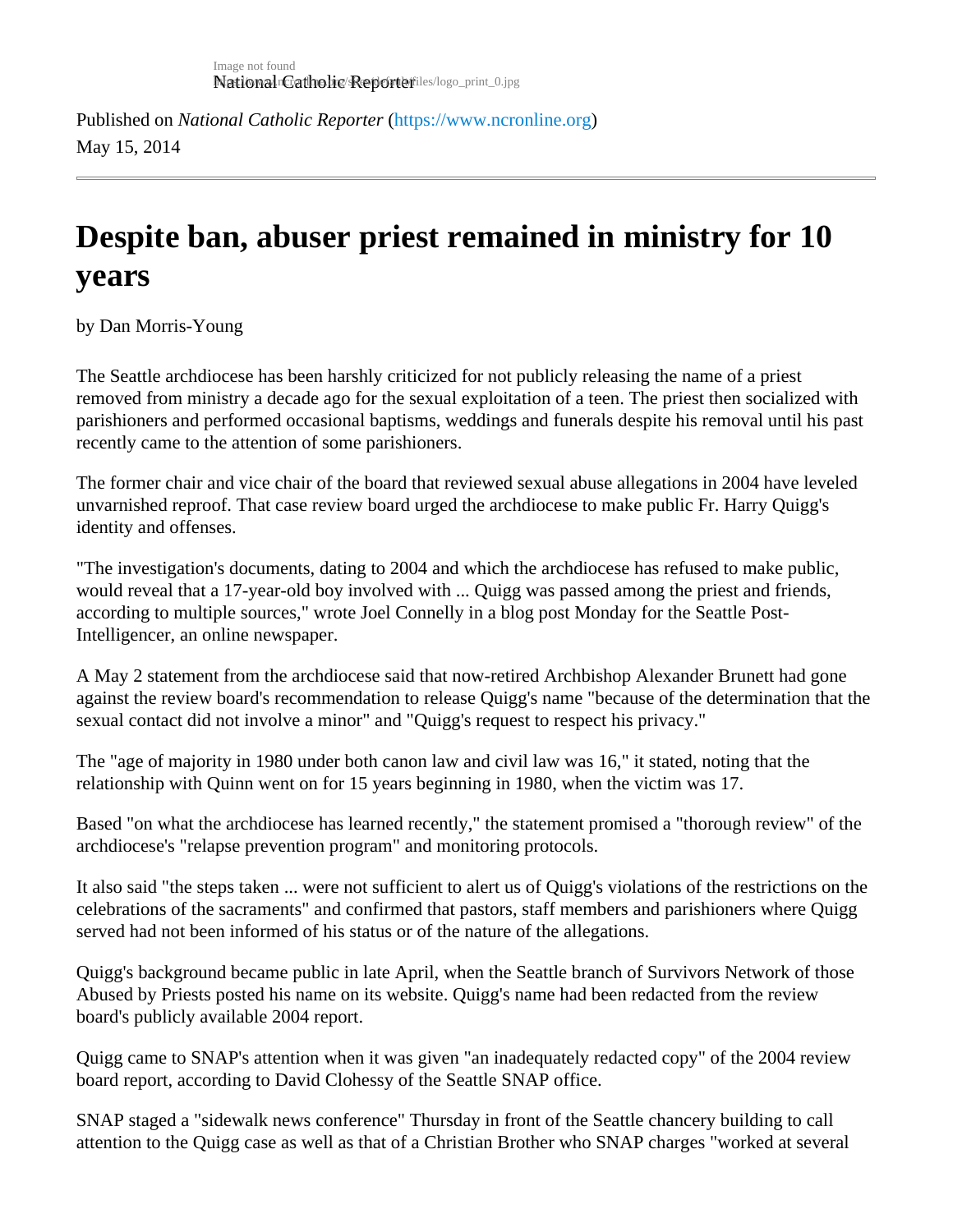Published on *National Catholic Reporter* (https://www.ncronline.org)
May 15, 2014

# Despite ban, abuser priest remained in ministry for 10 years

by Dan Morris-Young

The Seattle archdiocese has been harshly criticized for not publicly releasing the name of a priest removed from ministry a decade ago for the sexual exploitation of a teen. The priest then socialized with parishioners and performed occasional baptisms, weddings and funerals despite his removal until his past recently came to the attention of some parishioners.

The former chair and vice chair of the board that reviewed sexual abuse allegations in 2004 have leveled unvarnished reproof. That case review board urged the archdiocese to make public Fr. Harry Quigg's identity and offenses.

"The investigation's documents, dating to 2004 and which the archdiocese has refused to make public, would reveal that a 17-year-old boy involved with ... Quigg was passed among the priest and friends, according to multiple sources," wrote Joel Connelly in a blog post Monday for the Seattle Post-Intelligencer, an online newspaper.

A May 2 statement from the archdiocese said that now-retired Archbishop Alexander Brunett had gone against the review board's recommendation to release Quigg's name "because of the determination that the sexual contact did not involve a minor" and "Quigg's request to respect his privacy."

The "age of majority in 1980 under both canon law and civil law was 16," it stated, noting that the relationship with Quinn went on for 15 years beginning in 1980, when the victim was 17.

Based "on what the archdiocese has learned recently," the statement promised a "thorough review" of the archdiocese's "relapse prevention program" and monitoring protocols.

It also said "the steps taken ... were not sufficient to alert us of Quigg's violations of the restrictions on the celebrations of the sacraments" and confirmed that pastors, staff members and parishioners where Quigg served had not been informed of his status or of the nature of the allegations.

Quigg's background became public in late April, when the Seattle branch of Survivors Network of those Abused by Priests posted his name on its website. Quigg's name had been redacted from the review board's publicly available 2004 report.

Quigg came to SNAP's attention when it was given "an inadequately redacted copy" of the 2004 review board report, according to David Clohessy of the Seattle SNAP office.

SNAP staged a "sidewalk news conference" Thursday in front of the Seattle chancery building to call attention to the Quigg case as well as that of a Christian Brother who SNAP charges "worked at several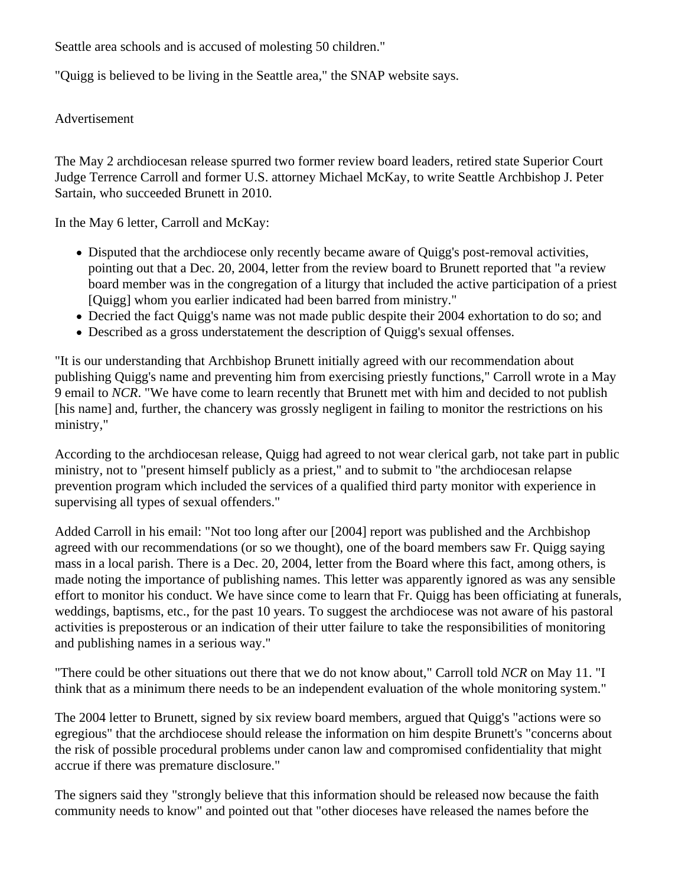Seattle area schools and is accused of molesting 50 children."

"Quigg is believed to be living in the Seattle area," the SNAP website says.

Advertisement

The May 2 archdiocesan release spurred two former review board leaders, retired state Superior Court Judge Terrence Carroll and former U.S. attorney Michael McKay, to write Seattle Archbishop J. Peter Sartain, who succeeded Brunett in 2010.

In the May 6 letter, Carroll and McKay:

- Disputed that the archdiocese only recently became aware of Quigg's post-removal activities, pointing out that a Dec. 20, 2004, letter from the review board to Brunett reported that "a review board member was in the congregation of a liturgy that included the active participation of a priest [Quigg] whom you earlier indicated had been barred from ministry."
- Decried the fact Quigg's name was not made public despite their 2004 exhortation to do so; and
- Described as a gross understatement the description of Quigg's sexual offenses.

"It is our understanding that Archbishop Brunett initially agreed with our recommendation about publishing Quigg's name and preventing him from exercising priestly functions," Carroll wrote in a May 9 email to *NCR*. "We have come to learn recently that Brunett met with him and decided to not publish [his name] and, further, the chancery was grossly negligent in failing to monitor the restrictions on his ministry,"

According to the archdiocesan release, Quigg had agreed to not wear clerical garb, not take part in public ministry, not to "present himself publicly as a priest," and to submit to "the archdiocesan relapse prevention program which included the services of a qualified third party monitor with experience in supervising all types of sexual offenders."

Added Carroll in his email: "Not too long after our [2004] report was published and the Archbishop agreed with our recommendations (or so we thought), one of the board members saw Fr. Quigg saying mass in a local parish. There is a Dec. 20, 2004, letter from the Board where this fact, among others, is made noting the importance of publishing names. This letter was apparently ignored as was any sensible effort to monitor his conduct. We have since come to learn that Fr. Quigg has been officiating at funerals, weddings, baptisms, etc., for the past 10 years. To suggest the archdiocese was not aware of his pastoral activities is preposterous or an indication of their utter failure to take the responsibilities of monitoring and publishing names in a serious way."

"There could be other situations out there that we do not know about," Carroll told *NCR* on May 11. "I think that as a minimum there needs to be an independent evaluation of the whole monitoring system."

The 2004 letter to Brunett, signed by six review board members, argued that Quigg's "actions were so egregious" that the archdiocese should release the information on him despite Brunett's "concerns about the risk of possible procedural problems under canon law and compromised confidentiality that might accrue if there was premature disclosure."

The signers said they "strongly believe that this information should be released now because the faith community needs to know" and pointed out that "other dioceses have released the names before the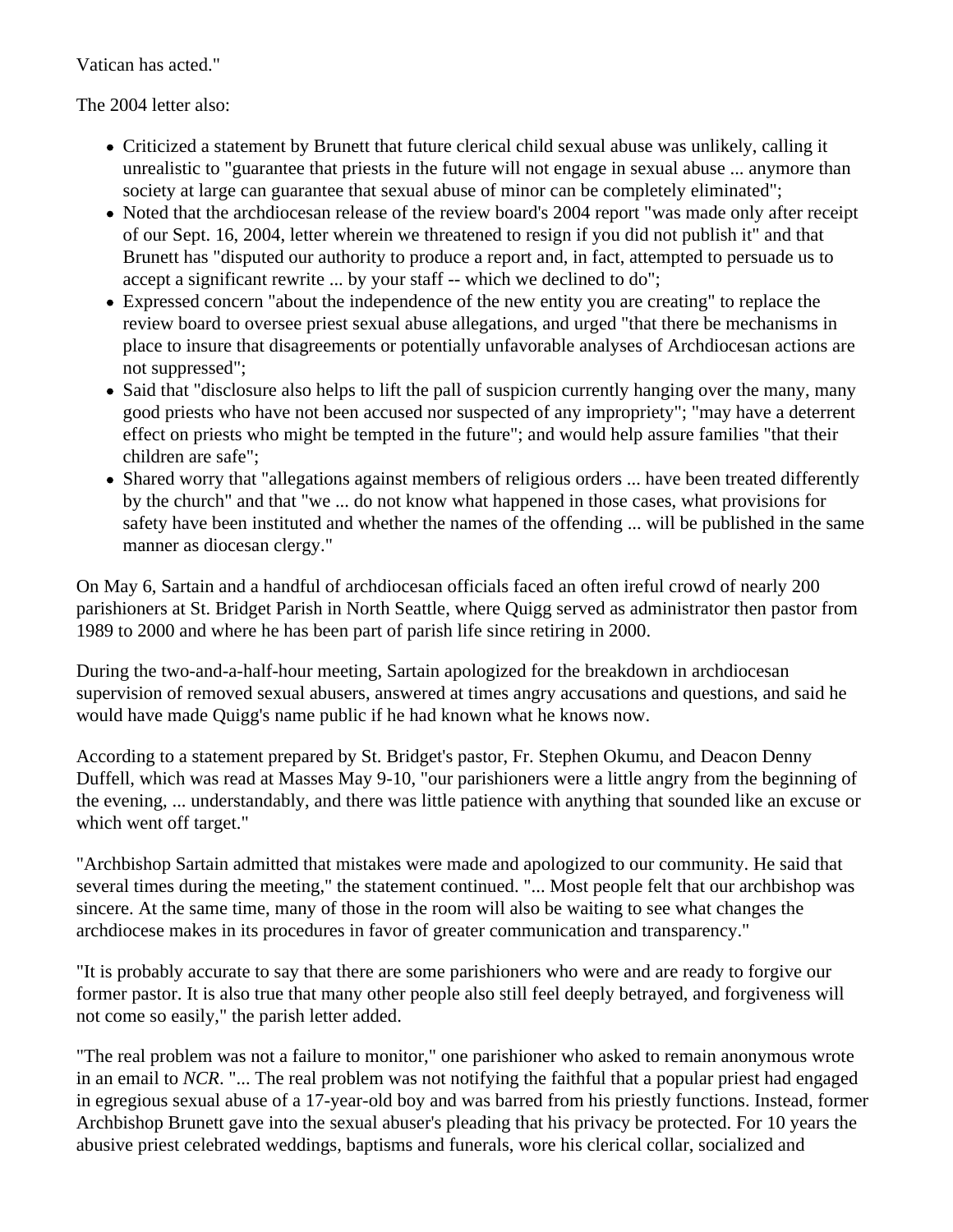Vatican has acted."

The 2004 letter also:

- Criticized a statement by Brunett that future clerical child sexual abuse was unlikely, calling it unrealistic to "guarantee that priests in the future will not engage in sexual abuse ... anymore than society at large can guarantee that sexual abuse of minor can be completely eliminated";
- Noted that the archdiocesan release of the review board's 2004 report "was made only after receipt of our Sept. 16, 2004, letter wherein we threatened to resign if you did not publish it" and that Brunett has "disputed our authority to produce a report and, in fact, attempted to persuade us to accept a significant rewrite ... by your staff -- which we declined to do";
- Expressed concern "about the independence of the new entity you are creating" to replace the review board to oversee priest sexual abuse allegations, and urged "that there be mechanisms in place to insure that disagreements or potentially unfavorable analyses of Archdiocesan actions are not suppressed";
- Said that "disclosure also helps to lift the pall of suspicion currently hanging over the many, many good priests who have not been accused nor suspected of any impropriety"; "may have a deterrent effect on priests who might be tempted in the future"; and would help assure families "that their children are safe";
- Shared worry that "allegations against members of religious orders ... have been treated differently by the church" and that "we ... do not know what happened in those cases, what provisions for safety have been instituted and whether the names of the offending ... will be published in the same manner as diocesan clergy."

On May 6, Sartain and a handful of archdiocesan officials faced an often ireful crowd of nearly 200 parishioners at St. Bridget Parish in North Seattle, where Quigg served as administrator then pastor from 1989 to 2000 and where he has been part of parish life since retiring in 2000.

During the two-and-a-half-hour meeting, Sartain apologized for the breakdown in archdiocesan supervision of removed sexual abusers, answered at times angry accusations and questions, and said he would have made Quigg's name public if he had known what he knows now.

According to a statement prepared by St. Bridget's pastor, Fr. Stephen Okumu, and Deacon Denny Duffell, which was read at Masses May 9-10, "our parishioners were a little angry from the beginning of the evening, ... understandably, and there was little patience with anything that sounded like an excuse or which went off target."

"Archbishop Sartain admitted that mistakes were made and apologized to our community. He said that several times during the meeting," the statement continued. "... Most people felt that our archbishop was sincere. At the same time, many of those in the room will also be waiting to see what changes the archdiocese makes in its procedures in favor of greater communication and transparency."

"It is probably accurate to say that there are some parishioners who were and are ready to forgive our former pastor. It is also true that many other people also still feel deeply betrayed, and forgiveness will not come so easily," the parish letter added.

"The real problem was not a failure to monitor," one parishioner who asked to remain anonymous wrote in an email to *NCR*. "... The real problem was not notifying the faithful that a popular priest had engaged in egregious sexual abuse of a 17-year-old boy and was barred from his priestly functions. Instead, former Archbishop Brunett gave into the sexual abuser's pleading that his privacy be protected. For 10 years the abusive priest celebrated weddings, baptisms and funerals, wore his clerical collar, socialized and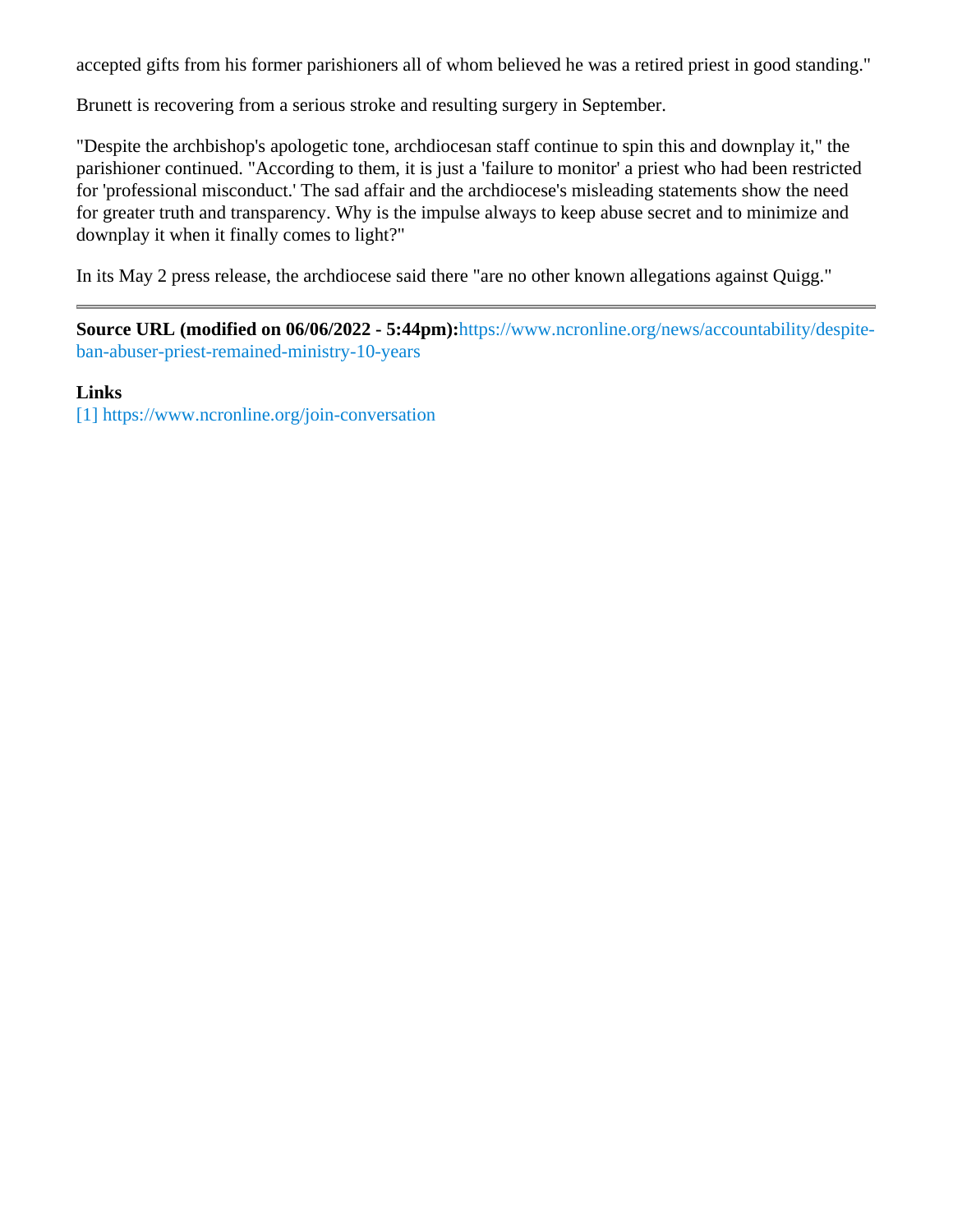accepted gifts from his former parishioners all of whom believed he was a retired priest in good standing."

Brunett is recovering from a serious stroke and resulting surgery in September.

"Despite the archbishop's apologetic tone, archdiocesan staff continue to spin this and downplay it," the parishioner continued. "According to them, it is just a 'failure to monitor' a priest who had been restricted for 'professional misconduct.' The sad affair and the archdiocese's misleading statements show the need for greater truth and transparency. Why is the impulse always to keep abuse secret and to minimize and downplay it when it finally comes to light?"

In its May 2 press release, the archdiocese said there "are no other known allegations against Quigg."

---

**Source URL (modified on 06/06/2022 - 5:44pm):**https://www.ncronline.org/news/accountability/despite-ban-abuser-priest-remained-ministry-10-years

**Links**
[1] https://www.ncronline.org/join-conversation